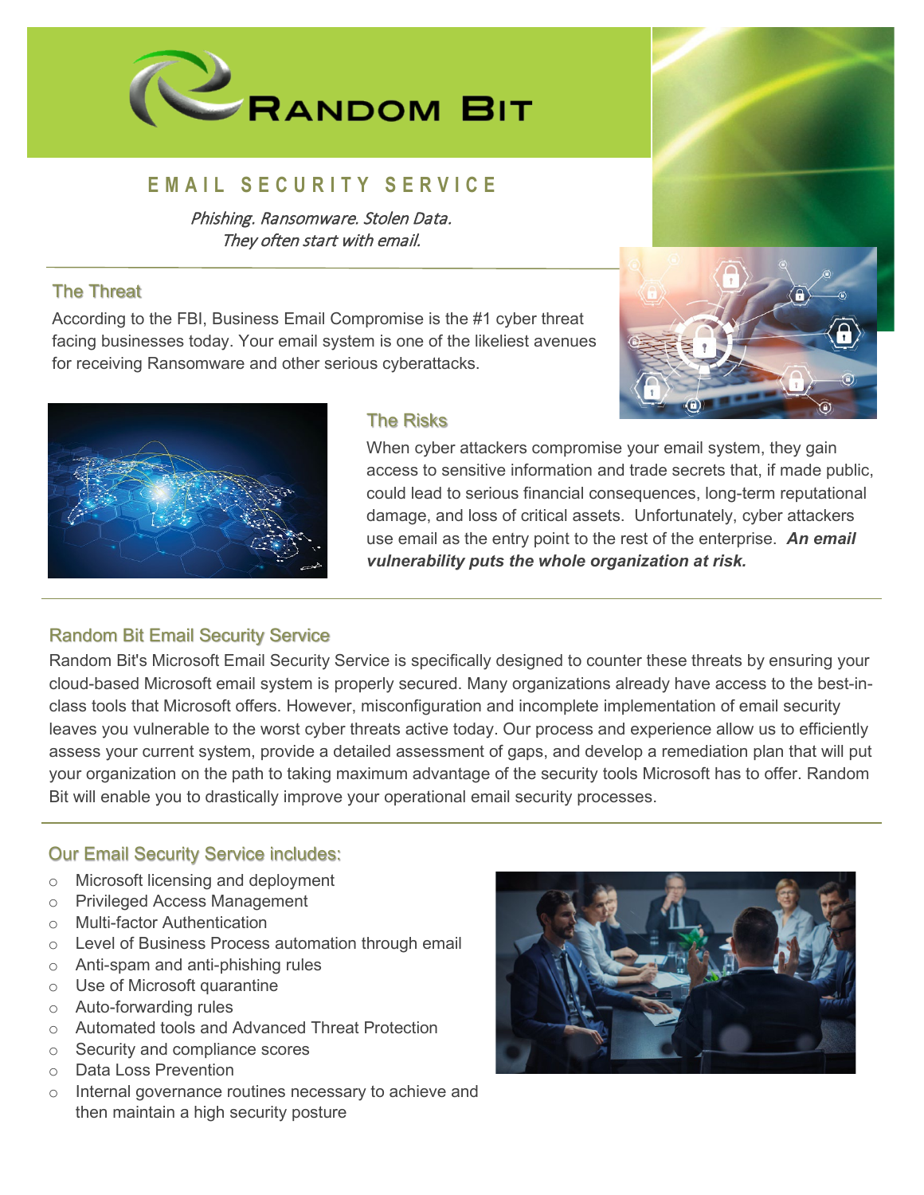# Random Bit

## EMAIL SECURITY SERVICE

*Phishing. Ransomware. Stolen Data.*
*They often start with email.*

### The Threat

According to the FBI, Business Email Compromise is the #1 cyber threat facing businesses today. Your email system is one of the likeliest avenues for receiving Ransomware and other serious cyberattacks.

### The Risks

When cyber attackers compromise your email system, they gain access to sensitive information and trade secrets that, if made public, could lead to serious financial consequences, long-term reputational damage, and loss of critical assets. Unfortunately, cyber attackers use email as the entry point to the rest of the enterprise. ***An email vulnerability puts the whole organization at risk.***

### Random Bit Email Security Service

Random Bit's Microsoft Email Security Service is specifically designed to counter these threats by ensuring your cloud-based Microsoft email system is properly secured. Many organizations already have access to the best-in-class tools that Microsoft offers. However, misconfiguration and incomplete implementation of email security leaves you vulnerable to the worst cyber threats active today. Our process and experience allow us to efficiently assess your current system, provide a detailed assessment of gaps, and develop a remediation plan that will put your organization on the path to taking maximum advantage of the security tools Microsoft has to offer. Random Bit will enable you to drastically improve your operational email security processes.

### Our Email Security Service includes:

- Microsoft licensing and deployment
- Privileged Access Management
- Multi-factor Authentication
- Level of Business Process automation through email
- Anti-spam and anti-phishing rules
- Use of Microsoft quarantine
- Auto-forwarding rules
- Automated tools and Advanced Threat Protection
- Security and compliance scores
- Data Loss Prevention
- Internal governance routines necessary to achieve and then maintain a high security posture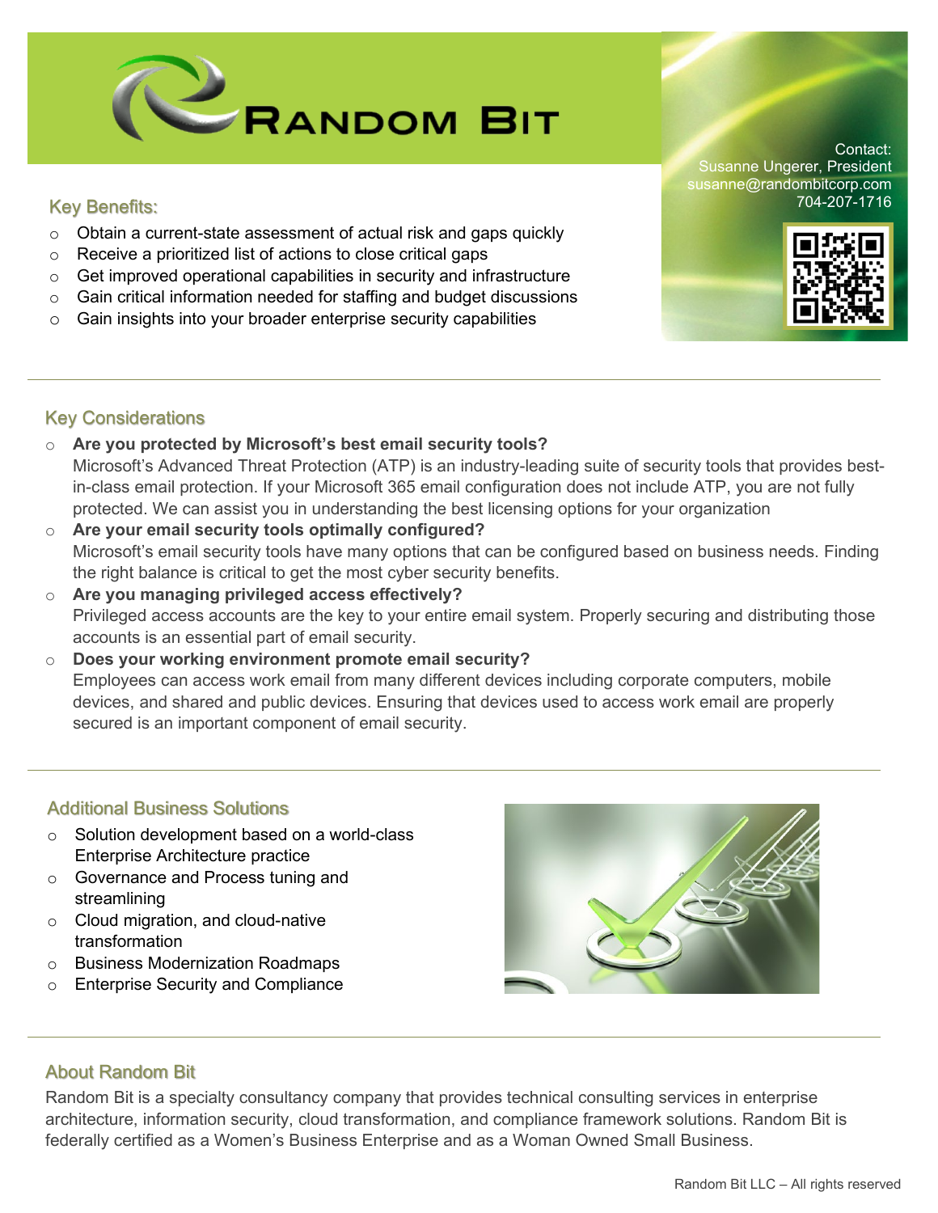RANDOM BIT

Contact:
Susanne Ungerer, President
susanne@randombitcorp.com
704-207-1716

## Key Benefits:

- Obtain a current-state assessment of actual risk and gaps quickly
- Receive a prioritized list of actions to close critical gaps
- Get improved operational capabilities in security and infrastructure
- Gain critical information needed for staffing and budget discussions
- Gain insights into your broader enterprise security capabilities

## Key Considerations

- **Are you protected by Microsoft's best email security tools?**
  Microsoft's Advanced Threat Protection (ATP) is an industry-leading suite of security tools that provides best-in-class email protection. If your Microsoft 365 email configuration does not include ATP, you are not fully protected. We can assist you in understanding the best licensing options for your organization
- **Are your email security tools optimally configured?**
  Microsoft's email security tools have many options that can be configured based on business needs. Finding the right balance is critical to get the most cyber security benefits.
- **Are you managing privileged access effectively?**
  Privileged access accounts are the key to your entire email system. Properly securing and distributing those accounts is an essential part of email security.
- **Does your working environment promote email security?**
  Employees can access work email from many different devices including corporate computers, mobile devices, and shared and public devices. Ensuring that devices used to access work email are properly secured is an important component of email security.

## Additional Business Solutions

- Solution development based on a world-class Enterprise Architecture practice
- Governance and Process tuning and streamlining
- Cloud migration, and cloud-native transformation
- Business Modernization Roadmaps
- Enterprise Security and Compliance

## About Random Bit

Random Bit is a specialty consultancy company that provides technical consulting services in enterprise architecture, information security, cloud transformation, and compliance framework solutions. Random Bit is federally certified as a Women's Business Enterprise and as a Woman Owned Small Business.

Random Bit LLC – All rights reserved